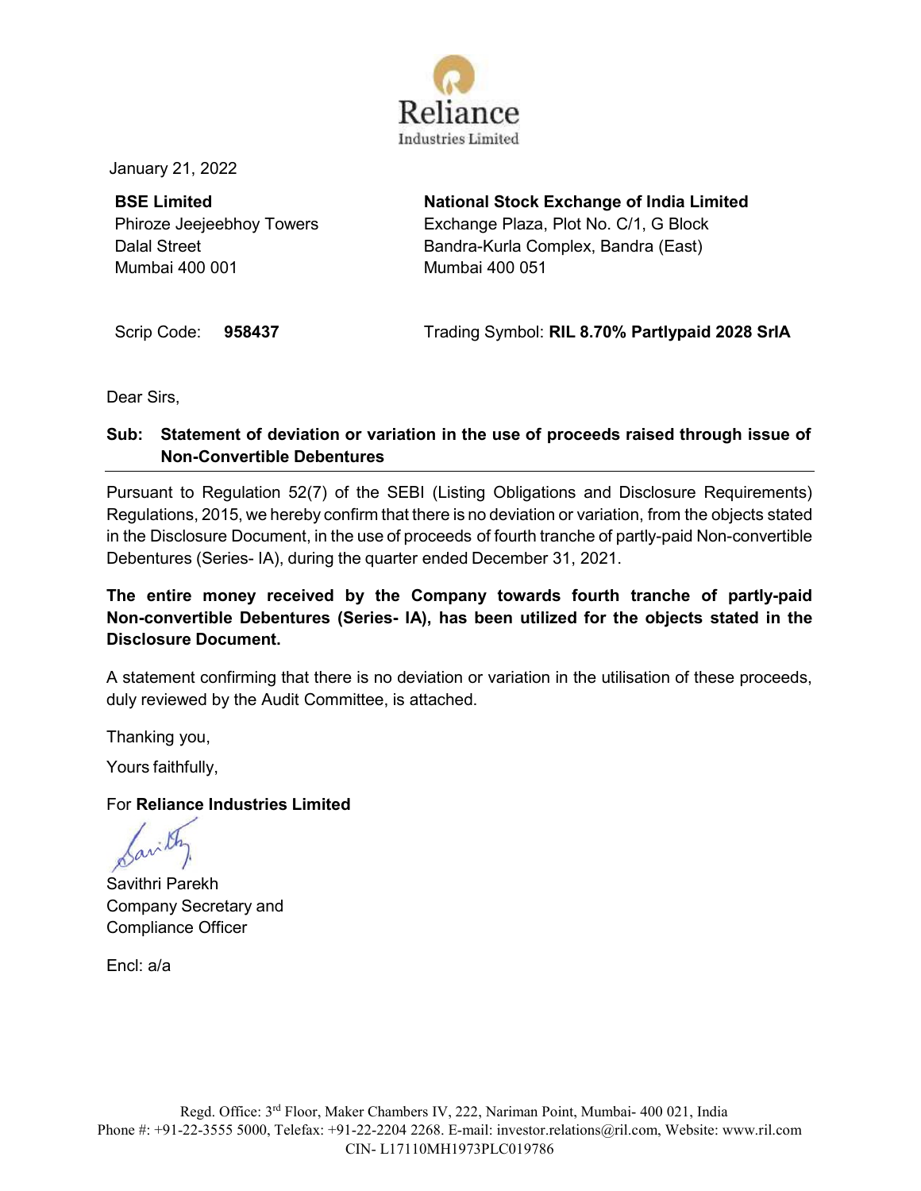**Reliance**
Industries Limited

January 21, 2022

**BSE Limited**
Phiroze Jeejeebhoy Towers
Dalal Street
Mumbai 400 001

**National Stock Exchange of India Limited**
Exchange Plaza, Plot No. C/1, G Block
Bandra-Kurla Complex, Bandra (East)
Mumbai 400 051

Scrip Code: **958437**

Trading Symbol: **RIL 8.70% Partlypaid 2028 SrIA**

Dear Sirs,

**Sub: Statement of deviation or variation in the use of proceeds raised through issue of Non-Convertible Debentures**

Pursuant to Regulation 52(7) of the SEBI (Listing Obligations and Disclosure Requirements) Regulations, 2015, we hereby confirm that there is no deviation or variation, from the objects stated in the Disclosure Document, in the use of proceeds of fourth tranche of partly-paid Non-convertible Debentures (Series- IA), during the quarter ended December 31, 2021.

**The entire money received by the Company towards fourth tranche of partly-paid Non-convertible Debentures (Series- IA), has been utilized for the objects stated in the Disclosure Document.**

A statement confirming that there is no deviation or variation in the utilisation of these proceeds, duly reviewed by the Audit Committee, is attached.

Thanking you,

Yours faithfully,

For **Reliance Industries Limited**

Savithri Parekh
Company Secretary and
Compliance Officer

Encl: a/a

Regd. Office: 3rd Floor, Maker Chambers IV, 222, Nariman Point, Mumbai- 400 021, India
Phone #: +91-22-3555 5000, Telefax: +91-22-2204 2268. E-mail: investor.relations@ril.com, Website: www.ril.com
CIN- L17110MH1973PLC019786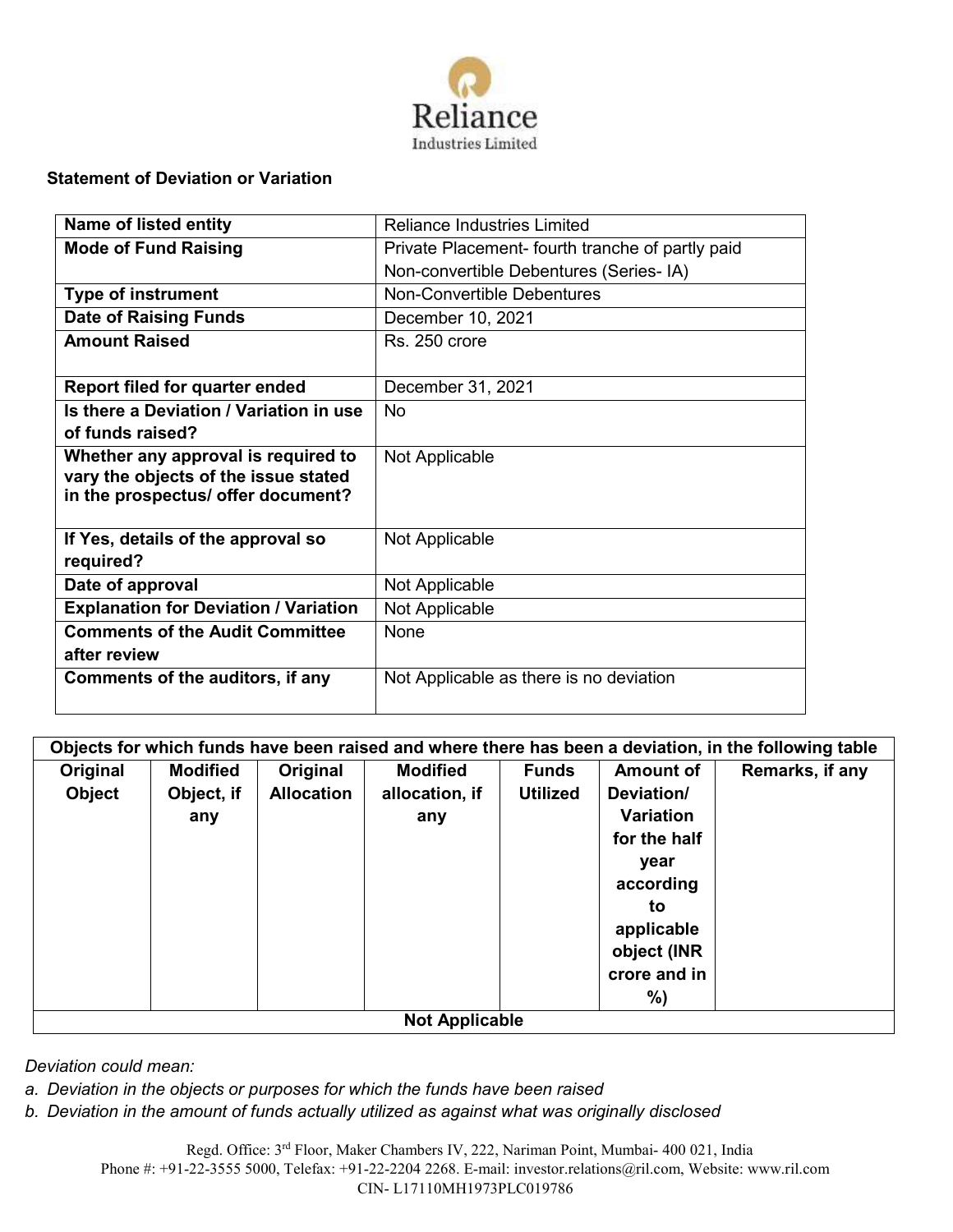Reliance Industries Limited

**Statement of Deviation or Variation**

| **Name of listed entity** | Reliance Industries Limited |
|---|---|
| **Mode of Fund Raising** | Private Placement- fourth tranche of partly paid Non-convertible Debentures (Series- IA) |
| **Type of instrument** | Non-Convertible Debentures |
| **Date of Raising Funds** | December 10, 2021 |
| **Amount Raised** | Rs. 250 crore |
| **Report filed for quarter ended** | December 31, 2021 |
| **Is there a Deviation / Variation in use of funds raised?** | No |
| **Whether any approval is required to vary the objects of the issue stated in the prospectus/ offer document?** | Not Applicable |
| **If Yes, details of the approval so required?** | Not Applicable |
| **Date of approval** | Not Applicable |
| **Explanation for Deviation / Variation** | Not Applicable |
| **Comments of the Audit Committee after review** | None |
| **Comments of the auditors, if any** | Not Applicable as there is no deviation |

| **Objects for which funds have been raised and where there has been a deviation, in the following table** | | | | | | |
|---|---|---|---|---|---|---|
| **Original Object** | **Modified Object, if any** | **Original Allocation** | **Modified allocation, if any** | **Funds Utilized** | **Amount of Deviation/ Variation for the half year according to applicable object (INR crore and in %)** | **Remarks, if any** |
| **Not Applicable** | | | | | | |

*Deviation could mean:*

*a. Deviation in the objects or purposes for which the funds have been raised*

*b. Deviation in the amount of funds actually utilized as against what was originally disclosed*

Regd. Office: 3rd Floor, Maker Chambers IV, 222, Nariman Point, Mumbai- 400 021, India
Phone #: +91-22-3555 5000, Telefax: +91-22-2204 2268. E-mail: investor.relations@ril.com, Website: www.ril.com
CIN- L17110MH1973PLC019786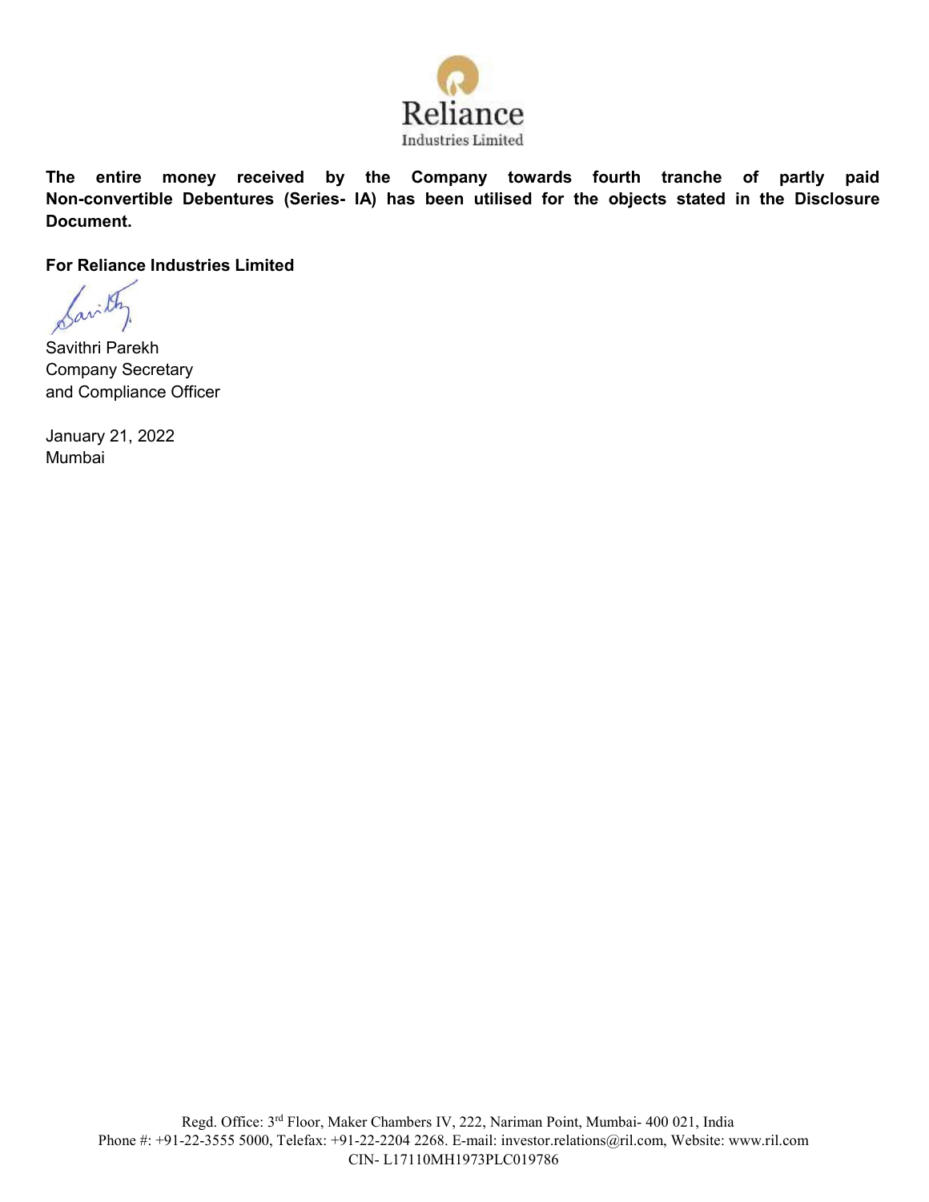**The entire money received by the Company towards fourth tranche of partly paid Non-convertible Debentures (Series- IA) has been utilised for the objects stated in the Disclosure Document.**

**For Reliance Industries Limited**

Savithri Parekh
Company Secretary
and Compliance Officer

January 21, 2022
Mumbai